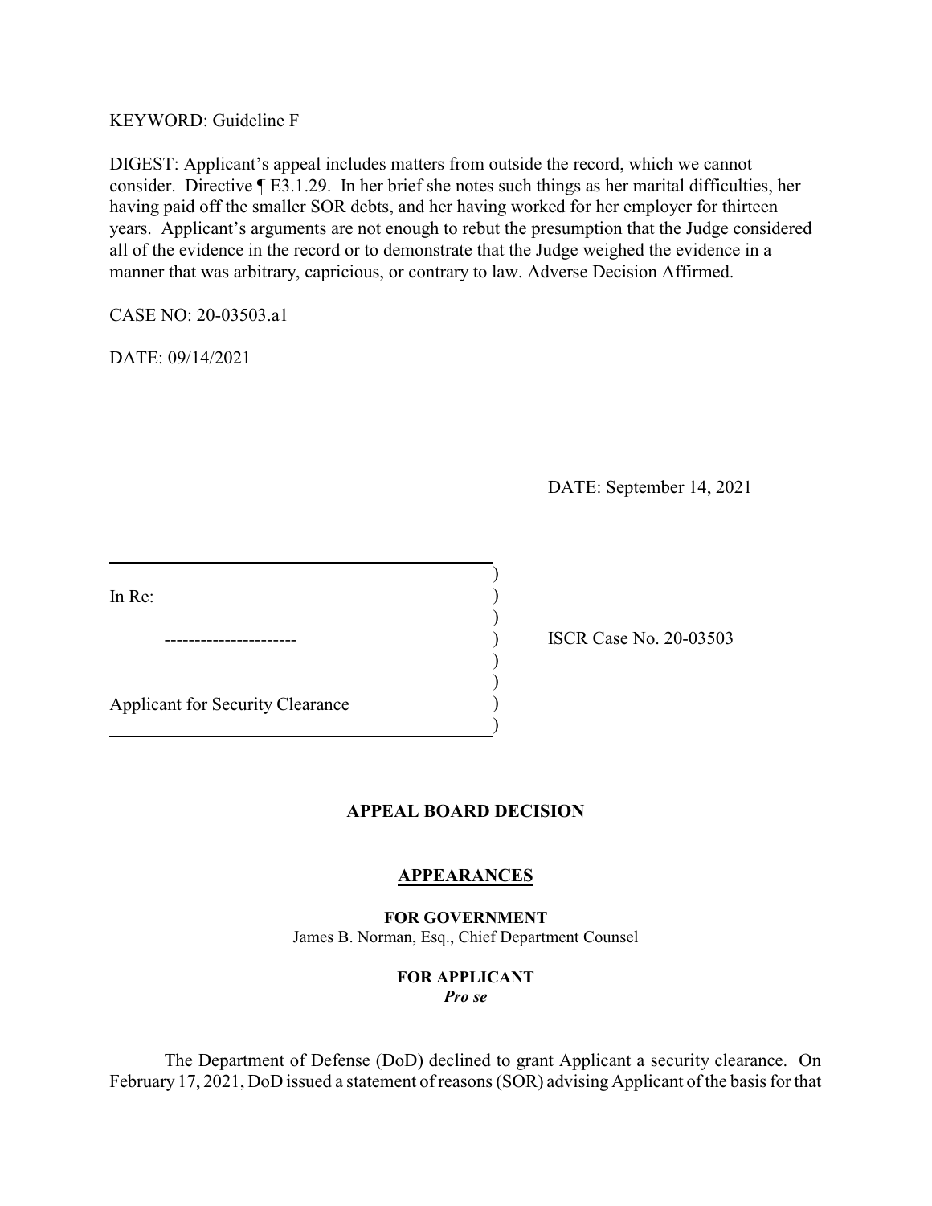KEYWORD: Guideline F

DIGEST: Applicant's appeal includes matters from outside the record, which we cannot consider. Directive ¶ E3.1.29. In her brief she notes such things as her marital difficulties, her having paid off the smaller SOR debts, and her having worked for her employer for thirteen years. Applicant's arguments are not enough to rebut the presumption that the Judge considered all of the evidence in the record or to demonstrate that the Judge weighed the evidence in a manner that was arbitrary, capricious, or contrary to law. Adverse Decision Affirmed.

CASE NO: 20-03503.a1

DATE: 09/14/2021

DATE: September 14, 2021

| | |
|---|---|
| In Re: | |
| ---------------------- | ISCR Case No. 20-03503 |
| Applicant for Security Clearance | |

## APPEAL BOARD DECISION

### APPEARANCES

**FOR GOVERNMENT**
James B. Norman, Esq., Chief Department Counsel

**FOR APPLICANT**
*Pro se*

The Department of Defense (DoD) declined to grant Applicant a security clearance. On February 17, 2021, DoD issued a statement of reasons (SOR) advising Applicant of the basis for that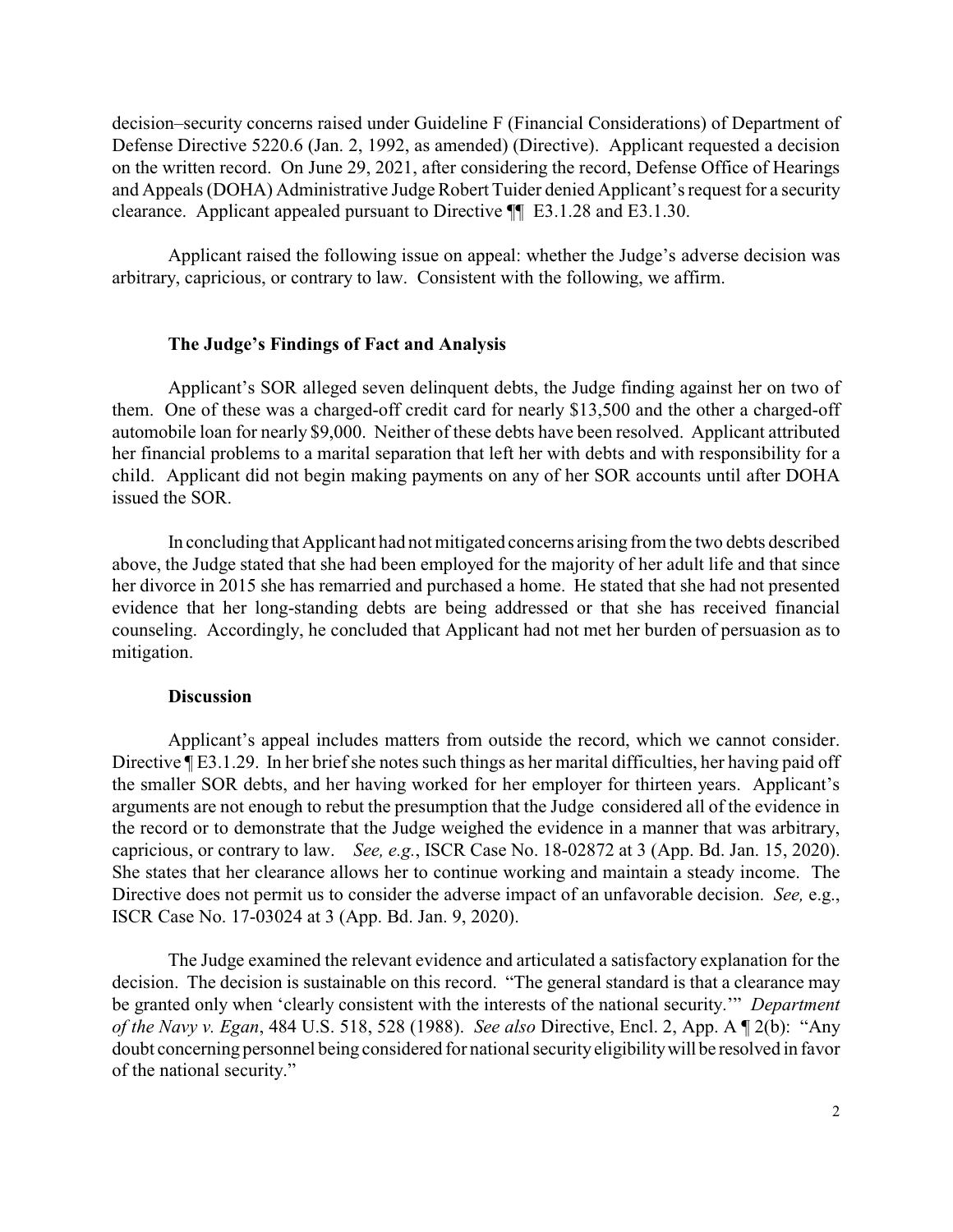decision–security concerns raised under Guideline F (Financial Considerations) of Department of Defense Directive 5220.6 (Jan. 2, 1992, as amended) (Directive). Applicant requested a decision on the written record. On June 29, 2021, after considering the record, Defense Office of Hearings and Appeals (DOHA) Administrative Judge Robert Tuider denied Applicant's request for a security clearance. Applicant appealed pursuant to Directive ¶¶ E3.1.28 and E3.1.30.

Applicant raised the following issue on appeal: whether the Judge's adverse decision was arbitrary, capricious, or contrary to law. Consistent with the following, we affirm.

### The Judge's Findings of Fact and Analysis

Applicant's SOR alleged seven delinquent debts, the Judge finding against her on two of them. One of these was a charged-off credit card for nearly $13,500 and the other a charged-off automobile loan for nearly $9,000. Neither of these debts have been resolved. Applicant attributed her financial problems to a marital separation that left her with debts and with responsibility for a child. Applicant did not begin making payments on any of her SOR accounts until after DOHA issued the SOR.

In concluding that Applicant had not mitigated concerns arising from the two debts described above, the Judge stated that she had been employed for the majority of her adult life and that since her divorce in 2015 she has remarried and purchased a home. He stated that she had not presented evidence that her long-standing debts are being addressed or that she has received financial counseling. Accordingly, he concluded that Applicant had not met her burden of persuasion as to mitigation.

### Discussion

Applicant's appeal includes matters from outside the record, which we cannot consider. Directive ¶ E3.1.29. In her brief she notes such things as her marital difficulties, her having paid off the smaller SOR debts, and her having worked for her employer for thirteen years. Applicant's arguments are not enough to rebut the presumption that the Judge considered all of the evidence in the record or to demonstrate that the Judge weighed the evidence in a manner that was arbitrary, capricious, or contrary to law. *See, e.g.*, ISCR Case No. 18-02872 at 3 (App. Bd. Jan. 15, 2020). She states that her clearance allows her to continue working and maintain a steady income. The Directive does not permit us to consider the adverse impact of an unfavorable decision. *See,* e.g., ISCR Case No. 17-03024 at 3 (App. Bd. Jan. 9, 2020).

The Judge examined the relevant evidence and articulated a satisfactory explanation for the decision. The decision is sustainable on this record. "The general standard is that a clearance may be granted only when 'clearly consistent with the interests of the national security.'" *Department of the Navy v. Egan*, 484 U.S. 518, 528 (1988). *See also* Directive, Encl. 2, App. A ¶ 2(b): "Any doubt concerning personnel being considered for national security eligibility will be resolved in favor of the national security."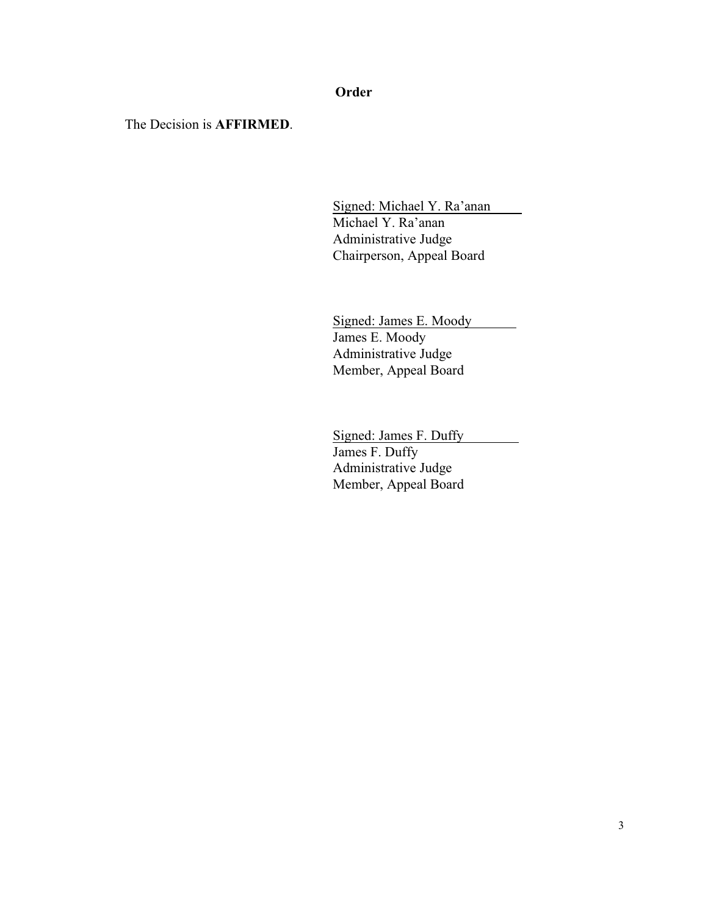## Order

The Decision is **AFFIRMED**.

Signed: Michael Y. Ra'anan
Michael Y. Ra'anan
Administrative Judge
Chairperson, Appeal Board

Signed: James E. Moody
James E. Moody
Administrative Judge
Member, Appeal Board

Signed: James F. Duffy
James F. Duffy
Administrative Judge
Member, Appeal Board